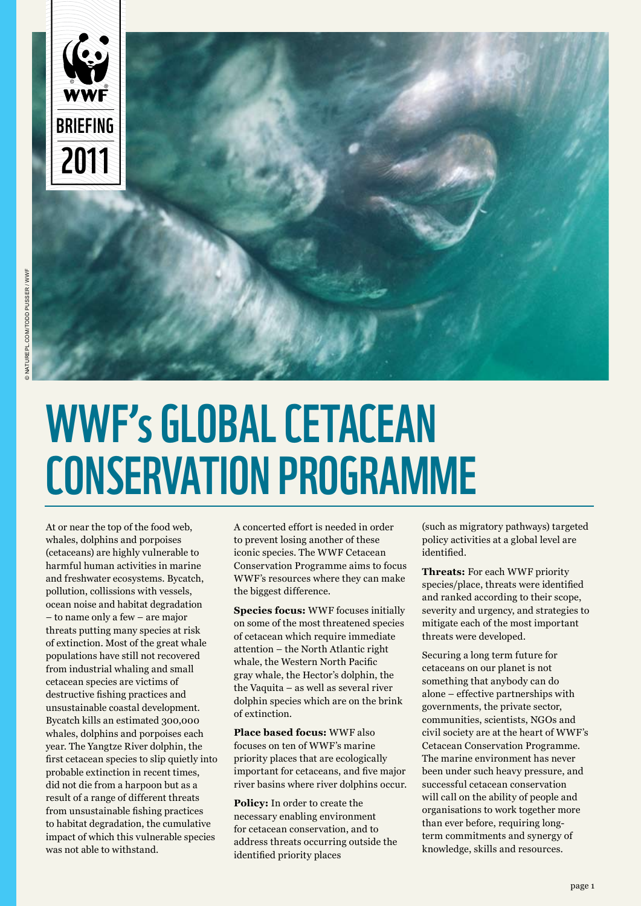WWF BRIEFING 2011

© NATUREPL.COM/TODD PUSSER / WWF

# WWF's GLOBAL CETACEAN CONSERVATION PROGRAMME

At or near the top of the food web, whales, dolphins and porpoises (cetaceans) are highly vulnerable to harmful human activities in marine and freshwater ecosystems. Bycatch, pollution, collissions with vessels, ocean noise and habitat degradation – to name only a few – are major threats putting many species at risk of extinction. Most of the great whale populations have still not recovered from industrial whaling and small cetacean species are victims of destructive fishing practices and unsustainable coastal development. Bycatch kills an estimated 300,000 whales, dolphins and porpoises each year. The Yangtze River dolphin, the first cetacean species to slip quietly into probable extinction in recent times, did not die from a harpoon but as a result of a range of different threats from unsustainable fishing practices to habitat degradation, the cumulative impact of which this vulnerable species was not able to withstand.

A concerted effort is needed in order to prevent losing another of these iconic species. The WWF Cetacean Conservation Programme aims to focus WWF's resources where they can make the biggest difference.

**Species focus:** WWF focuses initially on some of the most threatened species of cetacean which require immediate attention – the North Atlantic right whale, the Western North Pacific gray whale, the Hector's dolphin, the the Vaquita – as well as several river dolphin species which are on the brink of extinction.

**Place based focus:** WWF also focuses on ten of WWF's marine priority places that are ecologically important for cetaceans, and five major river basins where river dolphins occur.

**Policy:** In order to create the necessary enabling environment for cetacean conservation, and to address threats occurring outside the identified priority places (such as migratory pathways) targeted policy activities at a global level are identified.

**Threats:** For each WWF priority species/place, threats were identified and ranked according to their scope, severity and urgency, and strategies to mitigate each of the most important threats were developed.

Securing a long term future for cetaceans on our planet is not something that anybody can do alone – effective partnerships with governments, the private sector, communities, scientists, NGOs and civil society are at the heart of WWF's Cetacean Conservation Programme. The marine environment has never been under such heavy pressure, and successful cetacean conservation will call on the ability of people and organisations to work together more than ever before, requiring long-term commitments and synergy of knowledge, skills and resources.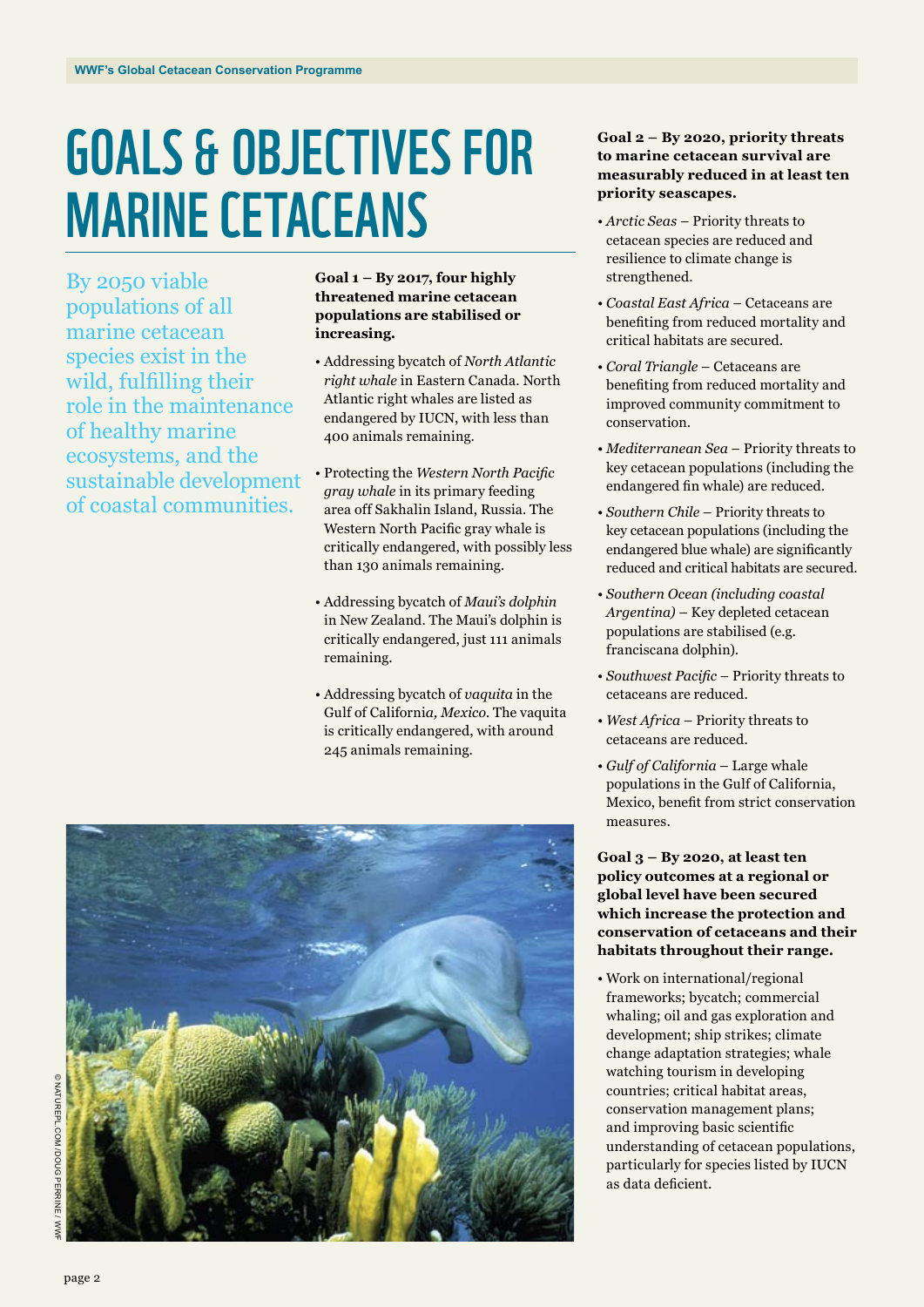# GOALS & OBJECTIVES FOR MARINE CETACEANS

By 2050 viable populations of all marine cetacean species exist in the wild, fulfilling their role in the maintenance of healthy marine ecosystems, and the sustainable development of coastal communities.

**Goal 1 – By 2017, four highly threatened marine cetacean populations are stabilised or increasing.**

- Addressing bycatch of *North Atlantic right whale* in Eastern Canada. North Atlantic right whales are listed as endangered by IUCN, with less than 400 animals remaining.
- Protecting the *Western North Pacific gray whale* in its primary feeding area off Sakhalin Island, Russia. The Western North Pacific gray whale is critically endangered, with possibly less than 130 animals remaining.
- Addressing bycatch of *Maui's dolphin* in New Zealand. The Maui's dolphin is critically endangered, just 111 animals remaining.
- Addressing bycatch of *vaquita* in the Gulf of California*, Mexico*. The vaquita is critically endangered, with around 245 animals remaining.

©NATUREPL.COM /DOUG PERRINE / WWF

**Goal 2 – By 2020, priority threats to marine cetacean survival are measurably reduced in at least ten priority seascapes.**

- *Arctic Seas* – Priority threats to cetacean species are reduced and resilience to climate change is strengthened.
- *Coastal East Africa* – Cetaceans are benefiting from reduced mortality and critical habitats are secured.
- *Coral Triangle* – Cetaceans are benefiting from reduced mortality and improved community commitment to conservation.
- *Mediterranean Sea* – Priority threats to key cetacean populations (including the endangered fin whale) are reduced.
- *Southern Chile* – Priority threats to key cetacean populations (including the endangered blue whale) are significantly reduced and critical habitats are secured.
- *Southern Ocean (including coastal Argentina)* – Key depleted cetacean populations are stabilised (e.g. franciscana dolphin).
- *Southwest Pacific* – Priority threats to cetaceans are reduced.
- *West Africa* – Priority threats to cetaceans are reduced.
- *Gulf of California* – Large whale populations in the Gulf of California, Mexico, benefit from strict conservation measures.

**Goal 3 – By 2020, at least ten policy outcomes at a regional or global level have been secured which increase the protection and conservation of cetaceans and their habitats throughout their range.**

- Work on international/regional frameworks; bycatch; commercial whaling; oil and gas exploration and development; ship strikes; climate change adaptation strategies; whale watching tourism in developing countries; critical habitat areas, conservation management plans; and improving basic scientific understanding of cetacean populations, particularly for species listed by IUCN as data deficient.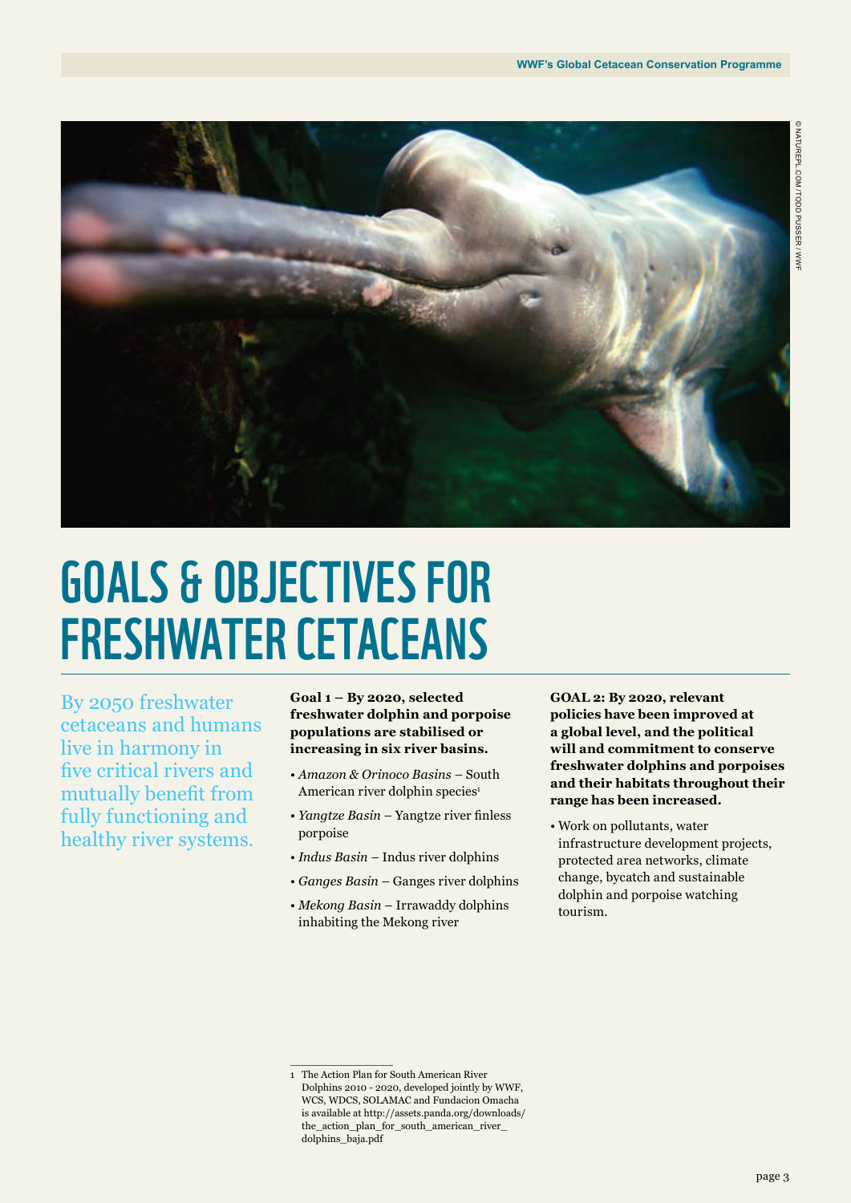# GOALS & OBJECTIVES FOR FRESHWATER CETACEANS

By 2050 freshwater cetaceans and humans live in harmony in five critical rivers and mutually benefit from fully functioning and healthy river systems.

**Goal 1 – By 2020, selected freshwater dolphin and porpoise populations are stabilised or increasing in six river basins.**

- *Amazon & Orinoco Basins* – South American river dolphin species[1]
- *Yangtze Basin* – Yangtze river finless porpoise
- *Indus Basin* – Indus river dolphins
- *Ganges Basin* – Ganges river dolphins
- *Mekong Basin* – Irrawaddy dolphins inhabiting the Mekong river

**GOAL 2: By 2020, relevant policies have been improved at a global level, and the political will and commitment to conserve freshwater dolphins and porpoises and their habitats throughout their range has been increased.**

- Work on pollutants, water infrastructure development projects, protected area networks, climate change, bycatch and sustainable dolphin and porpoise watching tourism.

1 The Action Plan for South American River Dolphins 2010 - 2020, developed jointly by WWF, WCS, WDCS, SOLAMAC and Fundacion Omacha is available at http://assets.panda.org/downloads/the_action_plan_for_south_american_river_dolphins_baja.pdf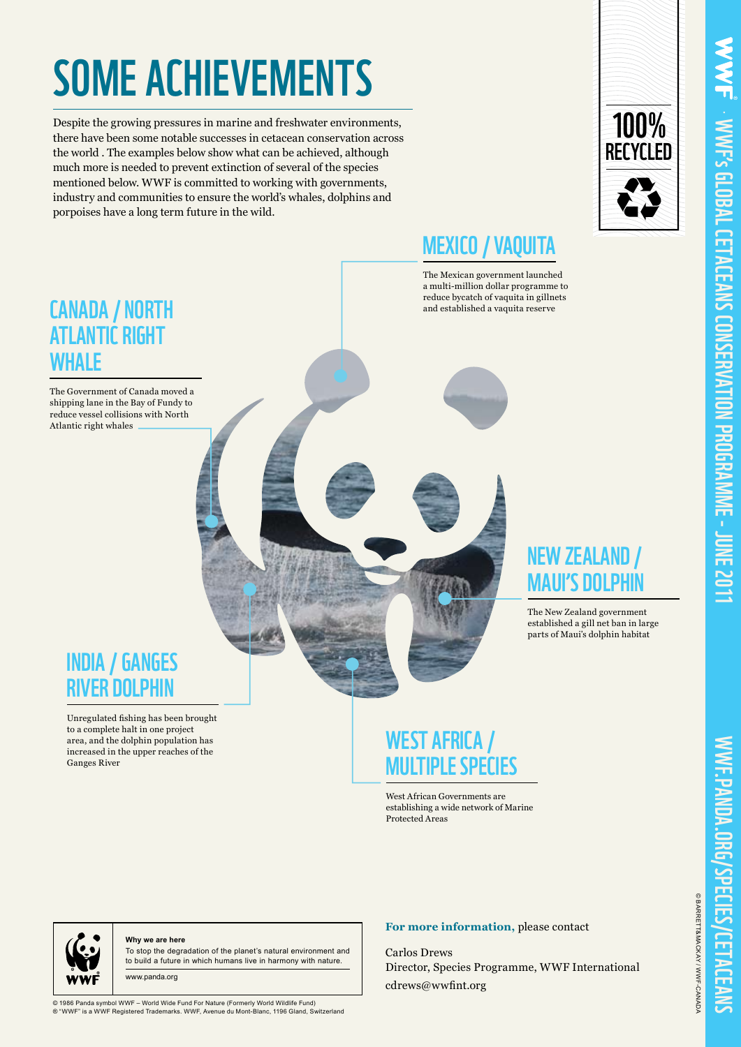# SOME ACHIEVEMENTS

Despite the growing pressures in marine and freshwater environments, there have been some notable successes in cetacean conservation across the world . The examples below show what can be achieved, although much more is needed to prevent extinction of several of the species mentioned below. WWF is committed to working with governments, industry and communities to ensure the world's whales, dolphins and porpoises have a long term future in the wild.

100% RECYCLED

## MEXICO / VAQUITA

The Mexican government launched a multi-million dollar programme to reduce bycatch of vaquita in gillnets and established a vaquita reserve

## CANADA / NORTH ATLANTIC RIGHT WHALE

The Government of Canada moved a shipping lane in the Bay of Fundy to reduce vessel collisions with North Atlantic right whales

## NEW ZEALAND / MAUI'S DOLPHIN

The New Zealand government established a gill net ban in large parts of Maui's dolphin habitat

## INDIA / GANGES RIVER DOLPHIN

Unregulated fishing has been brought to a complete halt in one project area, and the dolphin population has increased in the upper reaches of the Ganges River

## WEST AFRICA / MULTIPLE SPECIES

West African Governments are establishing a wide network of Marine Protected Areas

**Why we are here**

To stop the degradation of the planet's natural environment and to build a future in which humans live in harmony with nature.

www.panda.org

© 1986 Panda symbol WWF – World Wide Fund For Nature (Formerly World Wildlife Fund)
® "WWF" is a WWF Registered Trademarks. WWF, Avenue du Mont-Blanc, 1196 Gland, Switzerland

**For more information,** please contact

Carlos Drews
Director, Species Programme, WWF International
cdrews@wwfint.org

WWF · WWF'S GLOBAL CETACEANS CONSERVATION PROGRAMME - JUNE 2011

WWF.PANDA.ORG/SPECIES/CETACEANS

© BARRETT&MACKAY / WWF-CANADA